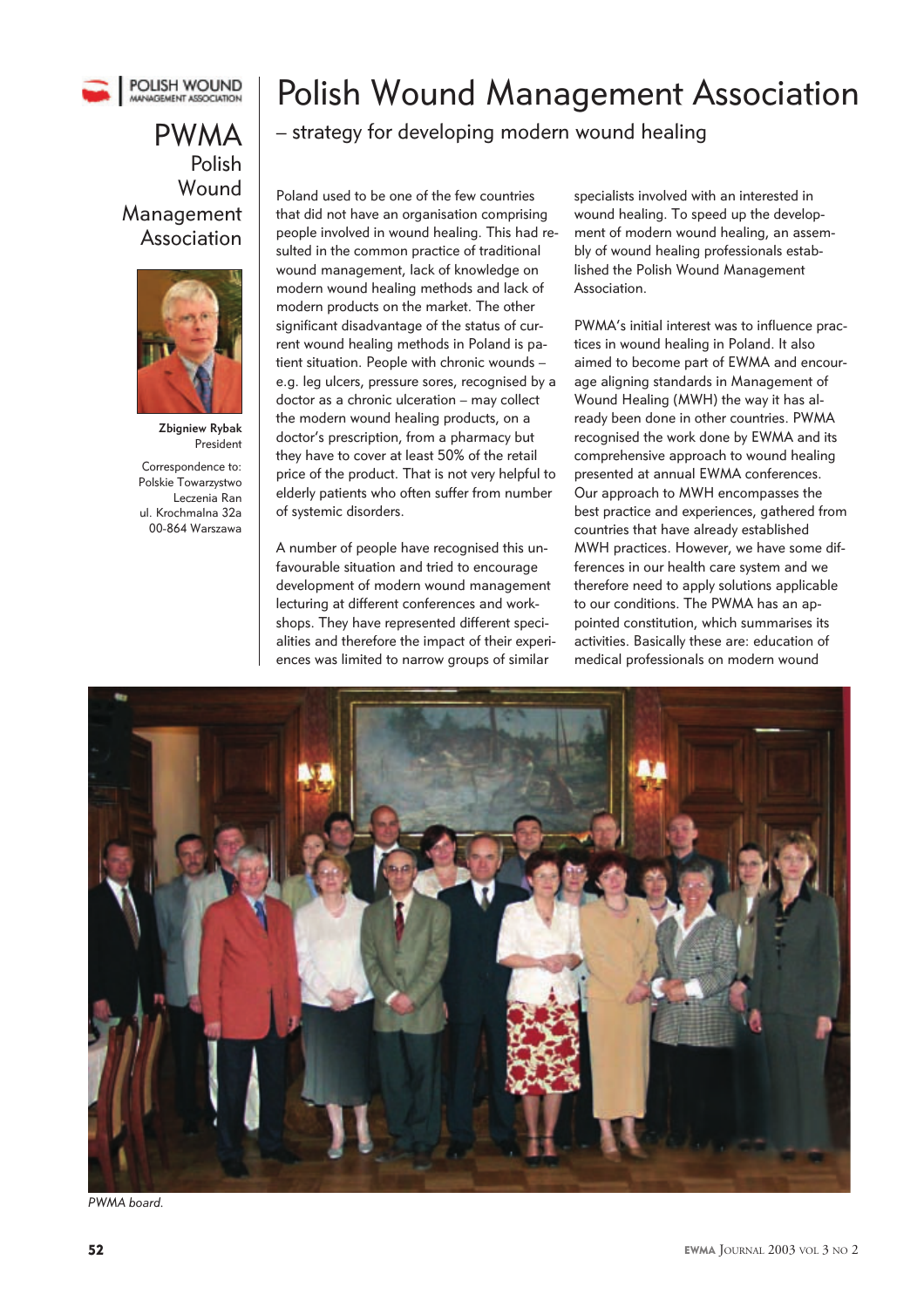# Polish Wound Management Association

## – strategy for developing modern wound healing

PWMA
Polish Wound Management Association

**Zbigniew Rybak**
President

Correspondence to:
Polskie Towarzystwo Leczenia Ran
ul. Krochmalna 32a
00-864 Warszawa

Poland used to be one of the few countries that did not have an organisation comprising people involved in wound healing. This had resulted in the common practice of traditional wound management, lack of knowledge on modern wound healing methods and lack of modern products on the market. The other significant disadvantage of the status of current wound healing methods in Poland is patient situation. People with chronic wounds – e.g. leg ulcers, pressure sores, recognised by a doctor as a chronic ulceration – may collect the modern wound healing products, on a doctor's prescription, from a pharmacy but they have to cover at least 50% of the retail price of the product. That is not very helpful to elderly patients who often suffer from number of systemic disorders.

A number of people have recognised this unfavourable situation and tried to encourage development of modern wound management lecturing at different conferences and workshops. They have represented different specialities and therefore the impact of their experiences was limited to narrow groups of similar specialists involved with an interested in wound healing. To speed up the development of modern wound healing, an assembly of wound healing professionals established the Polish Wound Management Association.

PWMA's initial interest was to influence practices in wound healing in Poland. It also aimed to become part of EWMA and encourage aligning standards in Management of Wound Healing (MWH) the way it has already been done in other countries. PWMA recognised the work done by EWMA and its comprehensive approach to wound healing presented at annual EWMA conferences. Our approach to MWH encompasses the best practice and experiences, gathered from countries that have already established MWH practices. However, we have some differences in our health care system and we therefore need to apply solutions applicable to our conditions. The PWMA has an appointed constitution, which summarises its activities. Basically these are: education of medical professionals on modern wound

*PWMA board.*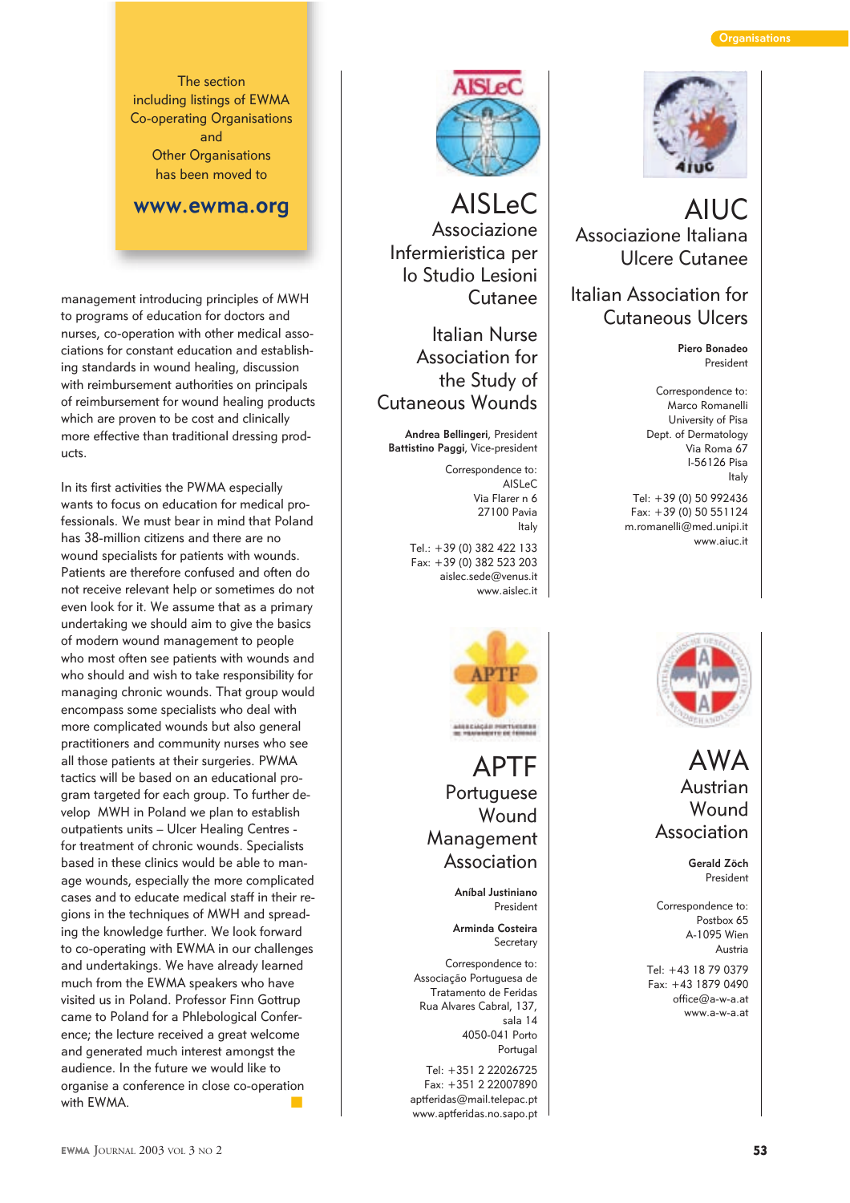The section including listings of EWMA Co-operating Organisations and Other Organisations has been moved to

**www.ewma.org**

management introducing principles of MWH to programs of education for doctors and nurses, co-operation with other medical associations for constant education and establishing standards in wound healing, discussion with reimbursement authorities on principals of reimbursement for wound healing products which are proven to be cost and clinically more effective than traditional dressing products.

In its first activities the PWMA especially wants to focus on education for medical professionals. We must bear in mind that Poland has 38-million citizens and there are no wound specialists for patients with wounds. Patients are therefore confused and often do not receive relevant help or sometimes do not even look for it. We assume that as a primary undertaking we should aim to give the basics of modern wound management to people who most often see patients with wounds and who should and wish to take responsibility for managing chronic wounds. That group would encompass some specialists who deal with more complicated wounds but also general practitioners and community nurses who see all those patients at their surgeries. PWMA tactics will be based on an educational program targeted for each group. To further develop MWH in Poland we plan to establish outpatients units – Ulcer Healing Centres - for treatment of chronic wounds. Specialists based in these clinics would be able to manage wounds, especially the more complicated cases and to educate medical staff in their regions in the techniques of MWH and spreading the knowledge further. We look forward to co-operating with EWMA in our challenges and undertakings. We have already learned much from the EWMA speakers who have visited us in Poland. Professor Finn Gottrup came to Poland for a Phlebological Conference; the lecture received a great welcome and generated much interest amongst the audience. In the future we would like to organise a conference in close co-operation with EWMA.

## AISLeC

Associazione Infermieristica per lo Studio Lesioni Cutanee

Italian Nurse Association for the Study of Cutaneous Wounds

**Andrea Bellingeri**, President
**Battistino Paggi**, Vice-president

Correspondence to:
AISLeC
Via Flarer n 6
27100 Pavia
Italy

Tel.: +39 (0) 382 422 133
Fax: +39 (0) 382 523 203
aislec.sede@venus.it
www.aislec.it

## AIUC

Associazione Italiana Ulcere Cutanee

Italian Association for Cutaneous Ulcers

**Piero Bonadeo**
President

Correspondence to:
Marco Romanelli
University of Pisa
Dept. of Dermatology
Via Roma 67
I-56126 Pisa
Italy

Tel: +39 (0) 50 992436
Fax: +39 (0) 50 551124
m.romanelli@med.unipi.it
www.aiuc.it

## APTF

Portuguese Wound Management Association

**Aníbal Justiniano**
President

**Arminda Costeira**
Secretary

Correspondence to:
Associação Portuguesa de Tratamento de Feridas
Rua Alvares Cabral, 137, sala 14
4050-041 Porto
Portugal

Tel: +351 2 22026725
Fax: +351 2 22007890
aptferidas@mail.telepac.pt
www.aptferidas.no.sapo.pt

## AWA

Austrian Wound Association

**Gerald Zöch**
President

Correspondence to:
Postbox 65
A-1095 Wien
Austria

Tel: +43 18 79 0379
Fax: +43 1879 0490
office@a-w-a.at
www.a-w-a.at